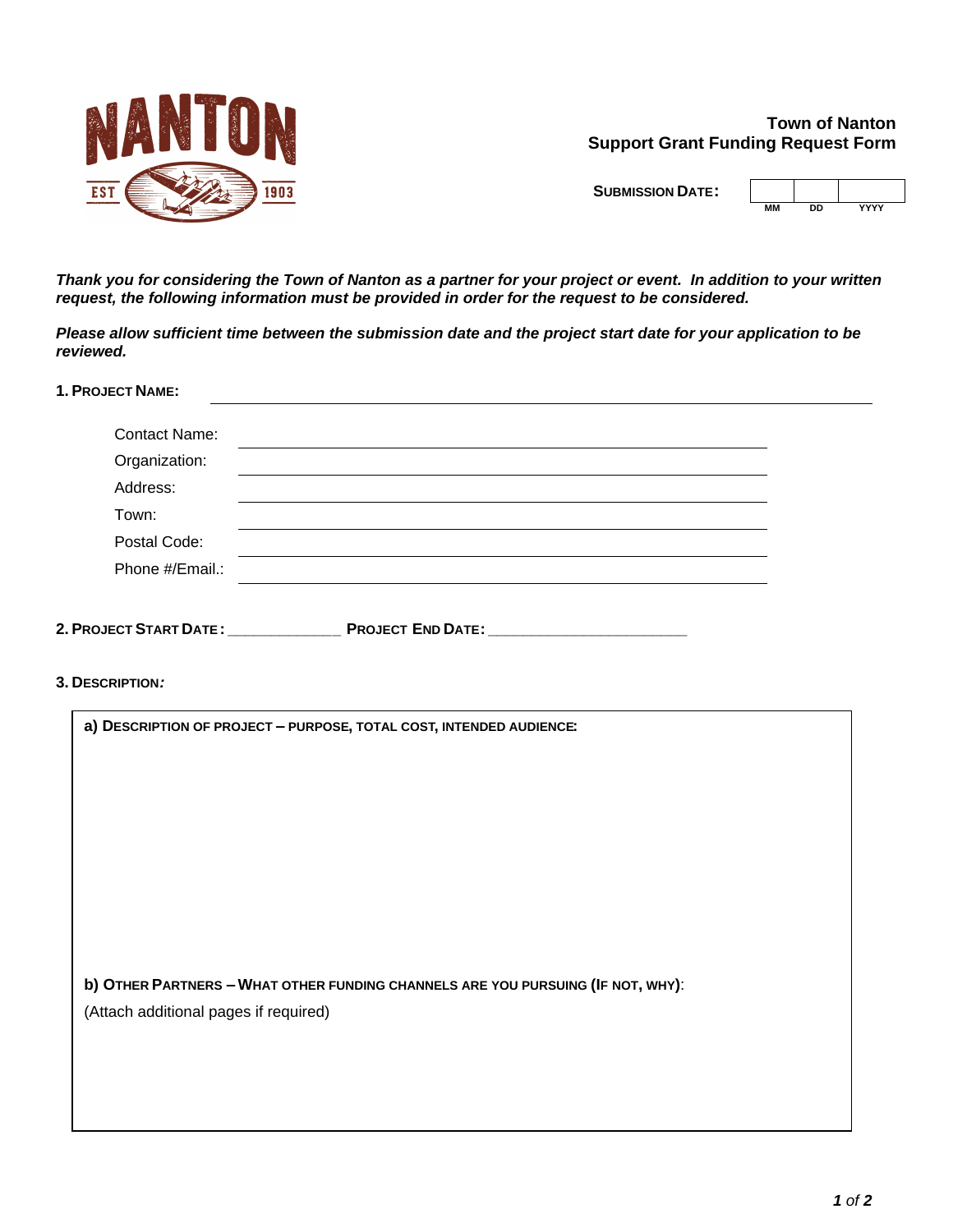NANTON
EST 1903

**Town of Nanton**
**Support Grant Funding Request Form**

**SUBMISSION DATE:**

| MM | DD | YYYY |
|---|---|---|
| | | |

***Thank you for considering the Town of Nanton as a partner for your project or event. In addition to your written request, the following information must be provided in order for the request to be considered.***

***Please allow sufficient time between the submission date and the project start date for your application to be reviewed.***

**1. PROJECT NAME:** ______________________________

Contact Name: ______________________________

Organization: ______________________________

Address: ______________________________

Town: ______________________________

Postal Code: ______________________________

Phone #/Email.: ______________________________

**2. PROJECT START DATE:** _____________ **PROJECT END DATE:** ______________________

**3. DESCRIPTION:**

**a) DESCRIPTION OF PROJECT – PURPOSE, TOTAL COST, INTENDED AUDIENCE:**

**b) OTHER PARTNERS – WHAT OTHER FUNDING CHANNELS ARE YOU PURSUING (IF NOT, WHY)**:

(Attach additional pages if required)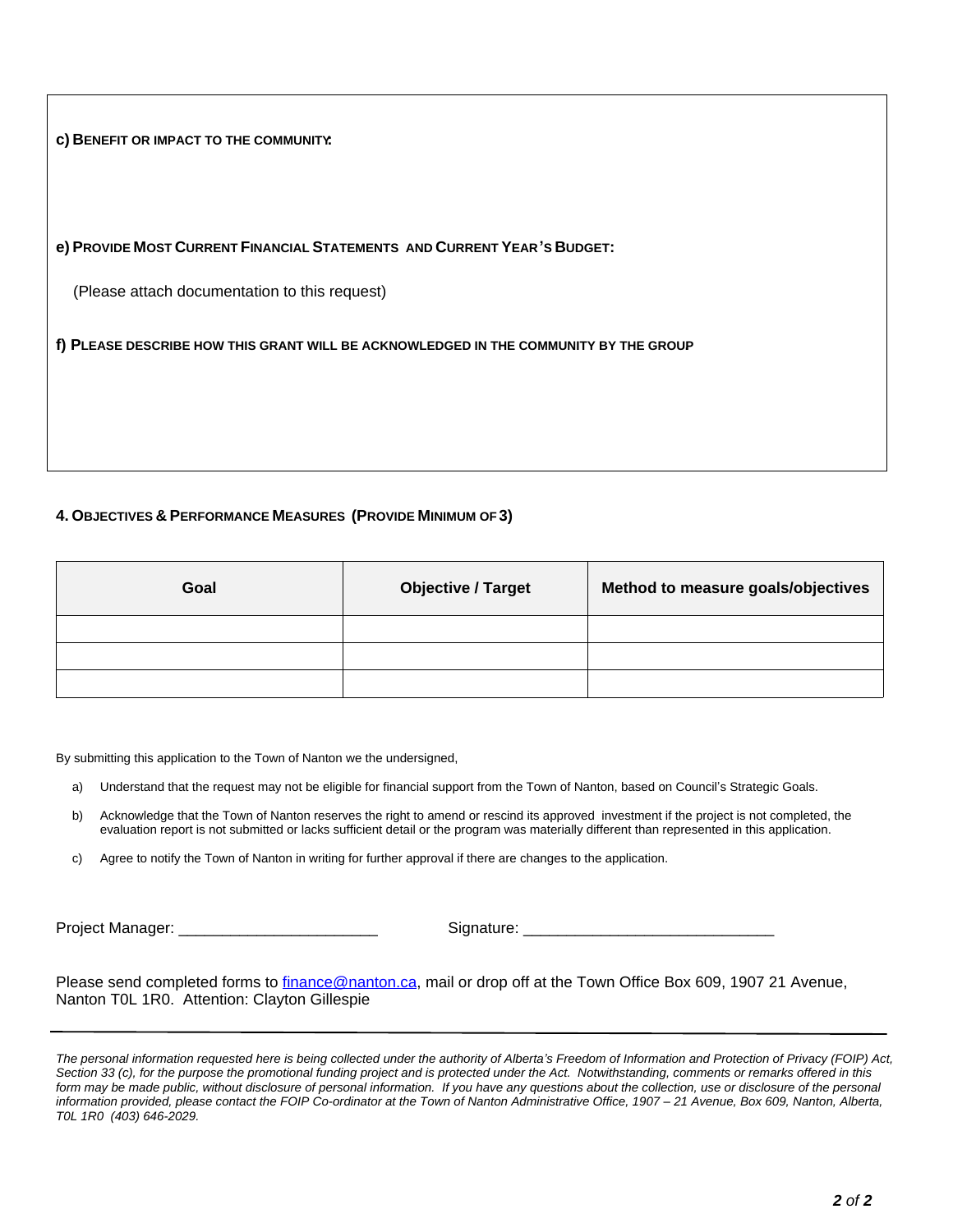**c) BENEFIT OR IMPACT TO THE COMMUNITY:**

**e) PROVIDE MOST CURRENT FINANCIAL STATEMENTS AND CURRENT YEAR'S BUDGET:**

(Please attach documentation to this request)

**f) PLEASE DESCRIBE HOW THIS GRANT WILL BE ACKNOWLEDGED IN THE COMMUNITY BY THE GROUP**

## 4. OBJECTIVES & PERFORMANCE MEASURES (PROVIDE MINIMUM OF 3)

| Goal | Objective / Target | Method to measure goals/objectives |
|---|---|---|
| | | |
| | | |
| | | |

By submitting this application to the Town of Nanton we the undersigned,

a) Understand that the request may not be eligible for financial support from the Town of Nanton, based on Council's Strategic Goals.

b) Acknowledge that the Town of Nanton reserves the right to amend or rescind its approved investment if the project is not completed, the evaluation report is not submitted or lacks sufficient detail or the program was materially different than represented in this application.

c) Agree to notify the Town of Nanton in writing for further approval if there are changes to the application.

Project Manager: _______________________ Signature: _____________________________

Please send completed forms to finance@nanton.ca, mail or drop off at the Town Office Box 609, 1907 21 Avenue, Nanton T0L 1R0. Attention: Clayton Gillespie

---

*The personal information requested here is being collected under the authority of Alberta's Freedom of Information and Protection of Privacy (FOIP) Act, Section 33 (c), for the purpose the promotional funding project and is protected under the Act. Notwithstanding, comments or remarks offered in this form may be made public, without disclosure of personal information. If you have any questions about the collection, use or disclosure of the personal information provided, please contact the FOIP Co-ordinator at the Town of Nanton Administrative Office, 1907 – 21 Avenue, Box 609, Nanton, Alberta, T0L 1R0 (403) 646-2029.*